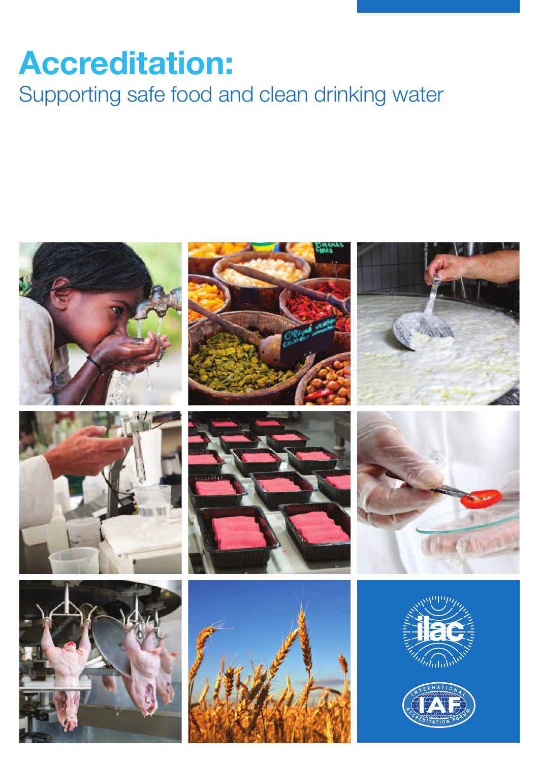# Accreditation:

## Supporting safe food and clean drinking water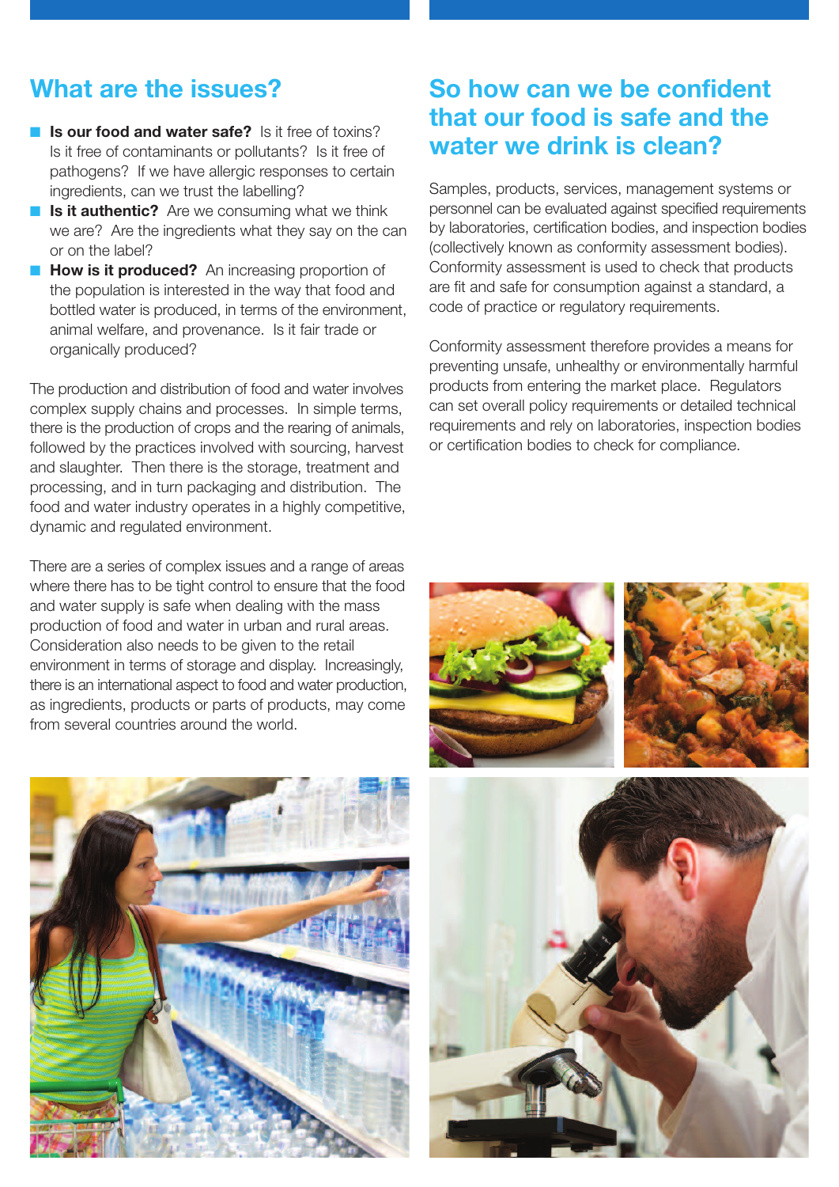## What are the issues?

- **Is our food and water safe?** Is it free of toxins? Is it free of contaminants or pollutants? Is it free of pathogens? If we have allergic responses to certain ingredients, can we trust the labelling?
- **Is it authentic?** Are we consuming what we think we are? Are the ingredients what they say on the can or on the label?
- **How is it produced?** An increasing proportion of the population is interested in the way that food and bottled water is produced, in terms of the environment, animal welfare, and provenance. Is it fair trade or organically produced?

The production and distribution of food and water involves complex supply chains and processes. In simple terms, there is the production of crops and the rearing of animals, followed by the practices involved with sourcing, harvest and slaughter. Then there is the storage, treatment and processing, and in turn packaging and distribution. The food and water industry operates in a highly competitive, dynamic and regulated environment.

There are a series of complex issues and a range of areas where there has to be tight control to ensure that the food and water supply is safe when dealing with the mass production of food and water in urban and rural areas. Consideration also needs to be given to the retail environment in terms of storage and display. Increasingly, there is an international aspect to food and water production, as ingredients, products or parts of products, may come from several countries around the world.

## So how can we be confident that our food is safe and the water we drink is clean?

Samples, products, services, management systems or personnel can be evaluated against specified requirements by laboratories, certification bodies, and inspection bodies (collectively known as conformity assessment bodies). Conformity assessment is used to check that products are fit and safe for consumption against a standard, a code of practice or regulatory requirements.

Conformity assessment therefore provides a means for preventing unsafe, unhealthy or environmentally harmful products from entering the market place. Regulators can set overall policy requirements or detailed technical requirements and rely on laboratories, inspection bodies or certification bodies to check for compliance.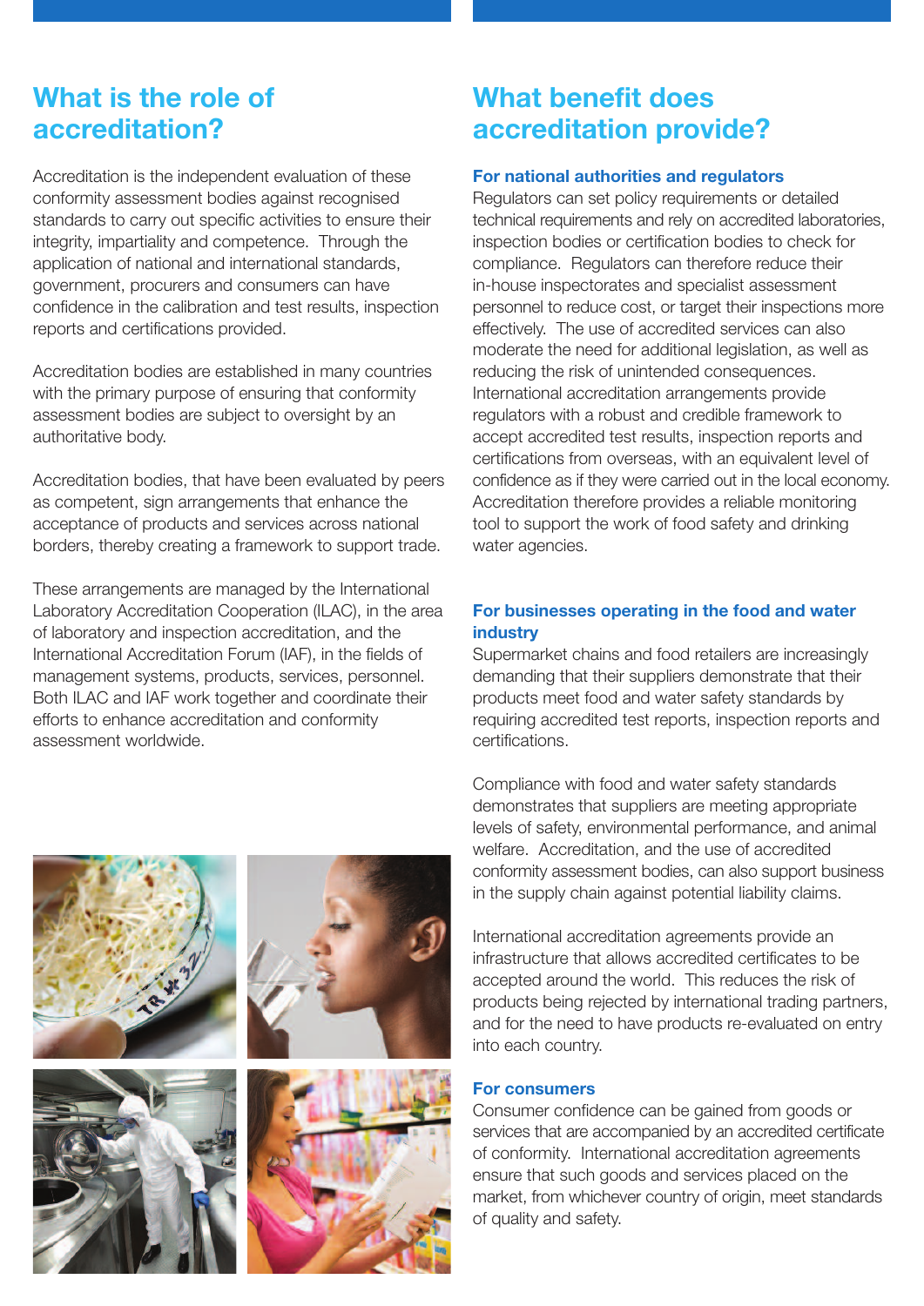## What is the role of accreditation?

Accreditation is the independent evaluation of these conformity assessment bodies against recognised standards to carry out specific activities to ensure their integrity, impartiality and competence. Through the application of national and international standards, government, procurers and consumers can have confidence in the calibration and test results, inspection reports and certifications provided.

Accreditation bodies are established in many countries with the primary purpose of ensuring that conformity assessment bodies are subject to oversight by an authoritative body.

Accreditation bodies, that have been evaluated by peers as competent, sign arrangements that enhance the acceptance of products and services across national borders, thereby creating a framework to support trade.

These arrangements are managed by the International Laboratory Accreditation Cooperation (ILAC), in the area of laboratory and inspection accreditation, and the International Accreditation Forum (IAF), in the fields of management systems, products, services, personnel. Both ILAC and IAF work together and coordinate their efforts to enhance accreditation and conformity assessment worldwide.

## What benefit does accreditation provide?

### For national authorities and regulators

Regulators can set policy requirements or detailed technical requirements and rely on accredited laboratories, inspection bodies or certification bodies to check for compliance. Regulators can therefore reduce their in-house inspectorates and specialist assessment personnel to reduce cost, or target their inspections more effectively. The use of accredited services can also moderate the need for additional legislation, as well as reducing the risk of unintended consequences. International accreditation arrangements provide regulators with a robust and credible framework to accept accredited test results, inspection reports and certifications from overseas, with an equivalent level of confidence as if they were carried out in the local economy. Accreditation therefore provides a reliable monitoring tool to support the work of food safety and drinking water agencies.

### For businesses operating in the food and water industry

Supermarket chains and food retailers are increasingly demanding that their suppliers demonstrate that their products meet food and water safety standards by requiring accredited test reports, inspection reports and certifications.

Compliance with food and water safety standards demonstrates that suppliers are meeting appropriate levels of safety, environmental performance, and animal welfare. Accreditation, and the use of accredited conformity assessment bodies, can also support business in the supply chain against potential liability claims.

International accreditation agreements provide an infrastructure that allows accredited certificates to be accepted around the world. This reduces the risk of products being rejected by international trading partners, and for the need to have products re-evaluated on entry into each country.

### For consumers

Consumer confidence can be gained from goods or services that are accompanied by an accredited certificate of conformity. International accreditation agreements ensure that such goods and services placed on the market, from whichever country of origin, meet standards of quality and safety.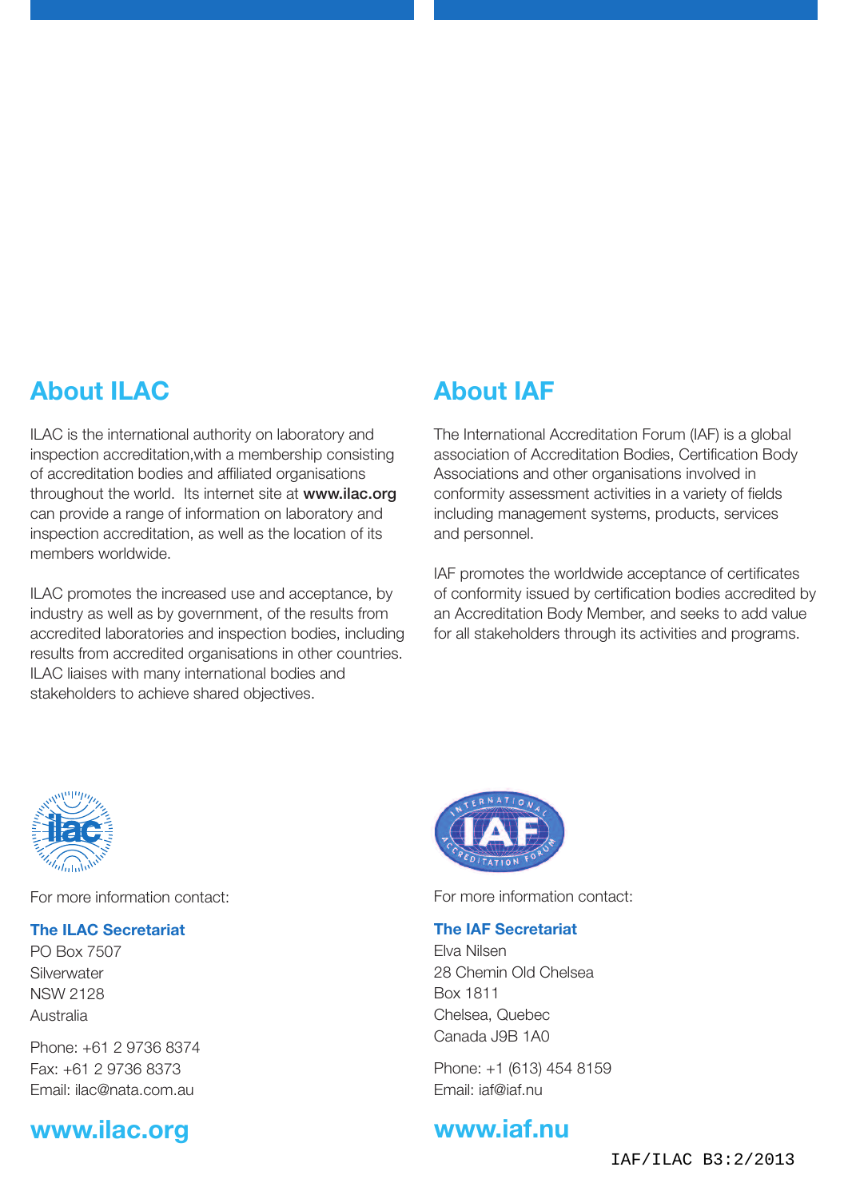## About ILAC

ILAC is the international authority on laboratory and inspection accreditation,with a membership consisting of accreditation bodies and affiliated organisations throughout the world. Its internet site at **www.ilac.org** can provide a range of information on laboratory and inspection accreditation, as well as the location of its members worldwide.

ILAC promotes the increased use and acceptance, by industry as well as by government, of the results from accredited laboratories and inspection bodies, including results from accredited organisations in other countries. ILAC liaises with many international bodies and stakeholders to achieve shared objectives.

For more information contact:

**The ILAC Secretariat**
PO Box 7507
Silverwater
NSW 2128
Australia

Phone: +61 2 9736 8374
Fax: +61 2 9736 8373
Email: ilac@nata.com.au

**www.ilac.org**

## About IAF

The International Accreditation Forum (IAF) is a global association of Accreditation Bodies, Certification Body Associations and other organisations involved in conformity assessment activities in a variety of fields including management systems, products, services and personnel.

IAF promotes the worldwide acceptance of certificates of conformity issued by certification bodies accredited by an Accreditation Body Member, and seeks to add value for all stakeholders through its activities and programs.

For more information contact:

**The IAF Secretariat**
Elva Nilsen
28 Chemin Old Chelsea
Box 1811
Chelsea, Quebec
Canada J9B 1A0

Phone: +1 (613) 454 8159
Email: iaf@iaf.nu

**www.iaf.nu**

IAF/ILAC B3:2/2013